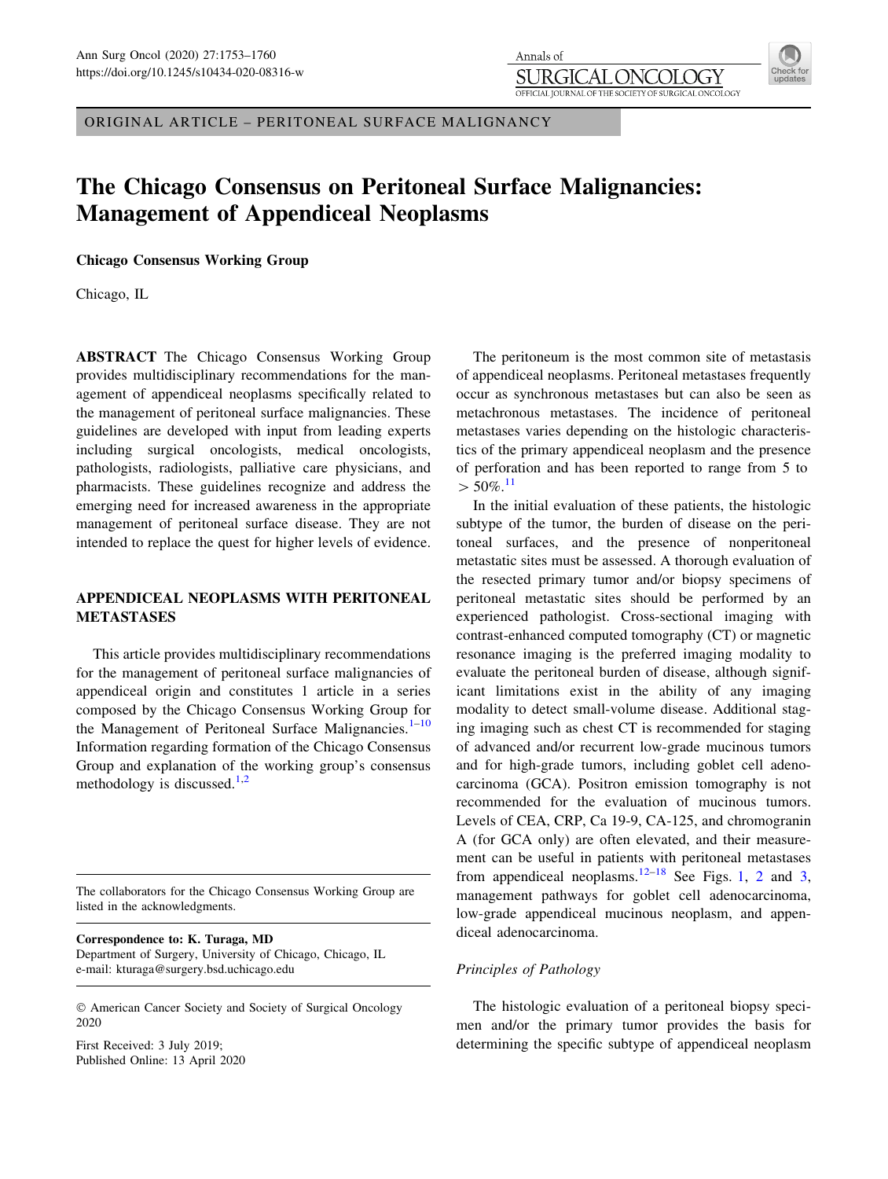ORIGINAL ARTICLE – PERITONEAL SURFACE MALIGNANCY

# The Chicago Consensus on Peritoneal Surface Malignancies: Management of Appendiceal Neoplasms

**Chicago Consensus Working Group**

Chicago, IL

**ABSTRACT** The Chicago Consensus Working Group provides multidisciplinary recommendations for the management of appendiceal neoplasms specifically related to the management of peritoneal surface malignancies. These guidelines are developed with input from leading experts including surgical oncologists, medical oncologists, pathologists, radiologists, palliative care physicians, and pharmacists. These guidelines recognize and address the emerging need for increased awareness in the appropriate management of peritoneal surface disease. They are not intended to replace the quest for higher levels of evidence.

## APPENDICEAL NEOPLASMS WITH PERITONEAL METASTASES

This article provides multidisciplinary recommendations for the management of peritoneal surface malignancies of appendiceal origin and constitutes 1 article in a series composed by the Chicago Consensus Working Group for the Management of Peritoneal Surface Malignancies.[1–10] Information regarding formation of the Chicago Consensus Group and explanation of the working group's consensus methodology is discussed.[1,2]

The collaborators for the Chicago Consensus Working Group are listed in the acknowledgments.

**Correspondence to: K. Turaga, MD**
Department of Surgery, University of Chicago, Chicago, IL
e-mail: kturaga@surgery.bsd.uchicago.edu

© American Cancer Society and Society of Surgical Oncology 2020

First Received: 3 July 2019;
Published Online: 13 April 2020

The peritoneum is the most common site of metastasis of appendiceal neoplasms. Peritoneal metastases frequently occur as synchronous metastases but can also be seen as metachronous metastases. The incidence of peritoneal metastases varies depending on the histologic characteristics of the primary appendiceal neoplasm and the presence of perforation and has been reported to range from 5 to $> 50\%$.[11]

In the initial evaluation of these patients, the histologic subtype of the tumor, the burden of disease on the peritoneal surfaces, and the presence of nonperitoneal metastatic sites must be assessed. A thorough evaluation of the resected primary tumor and/or biopsy specimens of peritoneal metastatic sites should be performed by an experienced pathologist. Cross-sectional imaging with contrast-enhanced computed tomography (CT) or magnetic resonance imaging is the preferred imaging modality to evaluate the peritoneal burden of disease, although significant limitations exist in the ability of any imaging modality to detect small-volume disease. Additional staging imaging such as chest CT is recommended for staging of advanced and/or recurrent low-grade mucinous tumors and for high-grade tumors, including goblet cell adenocarcinoma (GCA). Positron emission tomography is not recommended for the evaluation of mucinous tumors. Levels of CEA, CRP, Ca 19-9, CA-125, and chromogranin A (for GCA only) are often elevated, and their measurement can be useful in patients with peritoneal metastases from appendiceal neoplasms.[12–18] See Figs. 1, 2 and 3, management pathways for goblet cell adenocarcinoma, low-grade appendiceal mucinous neoplasm, and appendiceal adenocarcinoma.

### *Principles of Pathology*

The histologic evaluation of a peritoneal biopsy specimen and/or the primary tumor provides the basis for determining the specific subtype of appendiceal neoplasm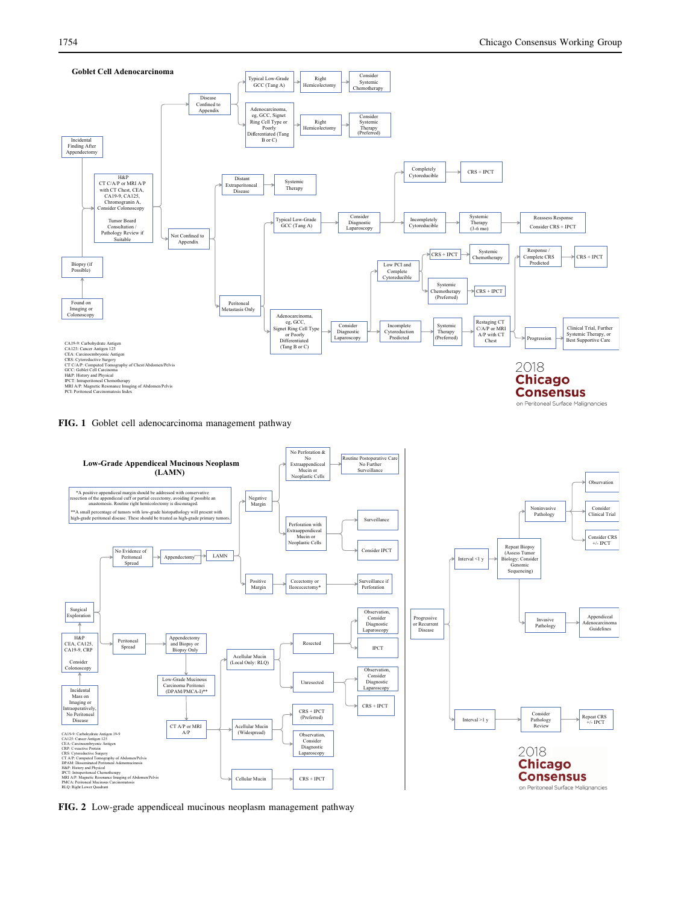**Goblet Cell Adenocarcinoma**

Incidental Finding After Appendectomy

Found on Imaging or Colonoscopy

Biopsy (if Possible)

H&P
CT C/A/P or MRI A/P with CT Chest, CEA, CA19-9, CA125, Chromogranin A, Consider Colonoscopy

Tumor Board Consultation / Pathology Review if Suitable

Disease Confined to Appendix

Typical Low-Grade GCC (Tang A) → Right Hemicolectomy → Consider Systemic Chemotherapy

Adenocarcinoma, eg, GCC, Signet Ring Cell Type or Poorly Differentiated (Tang B or C) → Right Hemicolectomy → Consider Systemic Therapy (Preferred)

Not Confined to Appendix

Distant Extraperitoneal Disease → Systemic Therapy

Peritoneal Metastasis Only

Typical Low-Grade GCC (Tang A) → Consider Diagnostic Laparoscopy

Completely Cytoreducible → CRS + IPCT

Incompletely Cytoreducible → Systemic Therapy (3-6 mo) → Reassess Response Consider CRS + IPCT

Adenocarcinoma, eg, GCC, Signet Ring Cell Type or Poorly Differentiated (Tang B or C) → Consider Diagnostic Laparoscopy

Low PCI and Complete Cytoreducible → CRS + IPCT → Systemic Chemotherapy

Systemic Chemotherapy (Preferred) → CRS + IPCT

Incomplete Cytoreduction Predicted → Systemic Therapy (Preferred) → Restaging CT C/A/P or MRI A/P with CT Chest

Response / Complete CRS Predicted → CRS + IPCT

Progression → Clinical Trial, Further Systemic Therapy, or Best Supportive Care

CA19-9: Carbohydrate Antigen
CA125: Cancer Antigen 125
CEA: Carcinoembryonic Antigen
CRS: Cytoreductive Surgery
CT C/A/P: Computed Tomography of Chest/Abdomen/Pelvis
GCC: Goblet Cell Carcinoma
H&P: History and Physical
IPCT: Intraperitoneal Chemotherapy
MRI A/P: Magnetic Resonance Imaging of Abdomen/Pelvis
PCI: Peritoneal Carcinomatosis Index

2018 Chicago Consensus on Peritoneal Surface Malignancies

FIG. 1 Goblet cell adenocarcinoma management pathway

**Low-Grade Appendiceal Mucinous Neoplasm (LAMN)**

*A positive appendiceal margin should be addressed with conservative resection of the appendiceal cuff or partial cecectomy, avoiding if possible an anastomosis. Routine right hemicolectomy is discouraged.

**A small percentage of tumors with low-grade histopathology will present with high-grade peritoneal disease. These should be treated as high-grade primary tumors.

Incidental Mass on Imaging or Intraoperatively, No Peritoneal Disease

H&P
CEA, CA125, CA19-9, CRP
Consider Colonoscopy

Surgical Exploration

No Evidence of Peritoneal Spread → Appendectomy → LAMN

Negative Margin

No Perforation & No Extraappendiceal Mucin or Neoplastic Cells → Routine Postoperative Care No Further Surveillance

Perforation with Extraappendiceal Mucin or Neoplastic Cells → Surveillance / Consider IPCT

Positive Margin → Cecectomy or Ileocecectomy* → Surveillance if Perforation

Peritoneal Spread → Appendectomy and Biopsy or Biopsy Only → Low-Grade Mucinous Carcinoma Peritonei (DPAM/PMCA-I)** → CT A/P or MRI A/P

Acellular Mucin (Local Only: RLQ)

Resected → Observation, Consider Diagnostic Laparoscopy / IPCT

Unresected → Observation, Consider Diagnostic Laparoscopy / CRS + IPCT

Acellular Mucin (Widespread) → CRS + IPCT (Preferred) / Observation, Consider Diagnostic Laparoscopy

Cellular Mucin → CRS + IPCT

CA19-9: Carbohydrate Antigen 19-9
CA125: Cancer Antigen 125
CEA: Carcinoembryonic Antigen
CRP: C-reactive Protein
CRS: Cytoreductive Surgery
CT A/P: Computed Tomography of Abdomen/Pelvis
DPAM: Disseminated Peritoneal Adenomucinosis
H&P: History and Physical
IPCT: Intraperitoneal Chemotherapy
MRI A/P: Magnetic Resonance Imaging of Abdomen/Pelvis
PMCA: Peritoneal Mucinous Carcinomatosis
RLQ: Right Lower Quadrant

Progressive or Recurrent Disease

Interval <1 y → Repeat Biopsy (Assess Tumor Biology; Consider Genomic Sequencing)

Noninvasive Pathology → Observation / Consider Clinical Trial / Consider CRS +/- IPCT

Invasive Pathology → Appendiceal Adenocarcinoma Guidelines

Interval >1 y → Consider Pathology Review → Repeat CRS +/- IPCT

2018 Chicago Consensus on Peritoneal Surface Malignancies

FIG. 2 Low-grade appendiceal mucinous neoplasm management pathway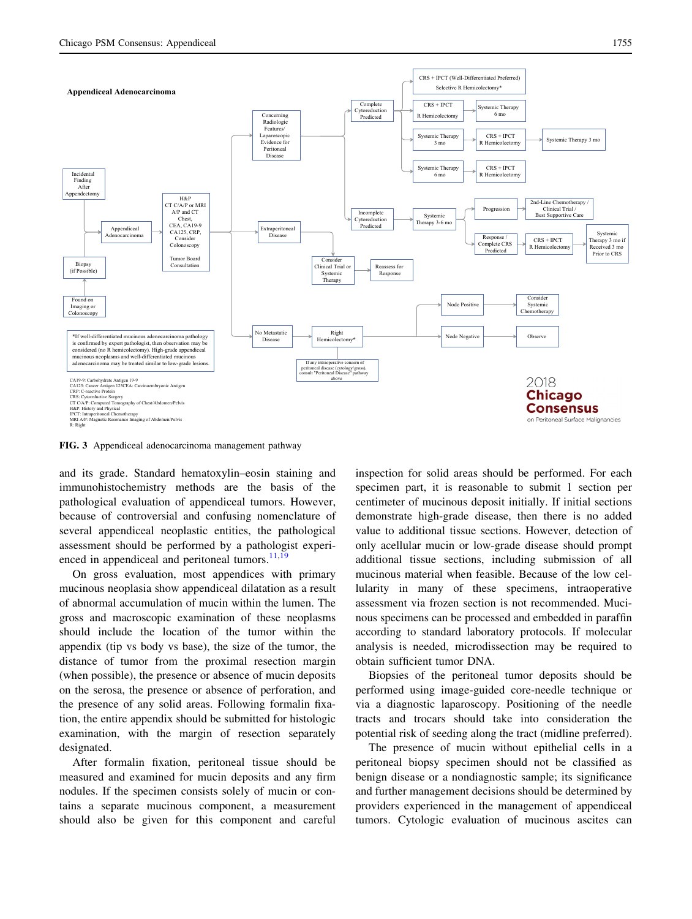Appendiceal Adenocarcinoma

Incidental Finding After Appendectomy

Biopsy (if Possible)

Found on Imaging or Colonoscopy

Appendiceal Adenocarcinoma

H&P
CT C/A/P or MRI A/P and CT Chest,
CEA, CA19-9
CA125, CRP,
Consider Colonoscopy

Tumor Board Consultation

Concerning Radiologic Features/ Laparoscopic Evidence for Peritoneal Disease

Extraperitoneal Disease

No Metastatic Disease

Complete Cytoreduction Predicted

Incomplete Cytoreduction Predicted

CRS + IPCT (Well-Differentiated Preferred)
Selective R Hemicolectomy*

CRS + IPCT
R Hemicolectomy

Systemic Therapy 6 mo

Systemic Therapy 3 mo

CRS + IPCT
R Hemicolectomy

Systemic Therapy 3 mo

Systemic Therapy 6 mo

CRS + IPCT
R Hemicolectomy

Systemic Therapy 3-6 mo

Progression

2nd-Line Chemotherapy / Clinical Trial / Best Supportive Care

Response / Complete CRS Predicted

CRS + IPCT
R Hemicolectomy

Systemic Therapy 3 mo if Received 3 mo Prior to CRS

Consider Clinical Trial or Systemic Therapy

Reassess for Response

Right Hemicolectomy*

If any intraoperative concern of peritoneal disease (cytology/gross), consult "Peritoneal Disease" pathway above

Node Positive

Consider Systemic Chemotherapy

Node Negative

Observe

*If well-differentiated mucinous adenocarcinoma pathology is confirmed by expert pathologist, then observation may be considered (no R hemicolectomy). High-grade appendiceal mucinous neoplasms and well-differentiated mucinous adenocarcinoma may be treated similar to low-grade lesions.

CA19-9: Carbohydrate Antigen 19-9
CA125: Cancer Antigen 125CEA: Carcinoembryonic Antigen
CRP: C-reactive Protein
CRS: Cytoreductive Surgery
CT C/A/P: Computed Tomography of Chest/Abdomen/Pelvis
H&P: History and Physical
IPCT: Intraperitoneal Chemotherapy
MRI A/P: Magnetic Resonance Imaging of Abdomen/Pelvis
R: Right

2018 Chicago Consensus on Peritoneal Surface Malignancies

**FIG. 3** Appendiceal adenocarcinoma management pathway

and its grade. Standard hematoxylin–eosin staining and immunohistochemistry methods are the basis of the pathological evaluation of appendiceal tumors. However, because of controversial and confusing nomenclature of several appendiceal neoplastic entities, the pathological assessment should be performed by a pathologist experienced in appendiceal and peritoneal tumors.[11,19]

On gross evaluation, most appendices with primary mucinous neoplasia show appendiceal dilatation as a result of abnormal accumulation of mucin within the lumen. The gross and macroscopic examination of these neoplasms should include the location of the tumor within the appendix (tip vs body vs base), the size of the tumor, the distance of tumor from the proximal resection margin (when possible), the presence or absence of mucin deposits on the serosa, the presence or absence of perforation, and the presence of any solid areas. Following formalin fixation, the entire appendix should be submitted for histologic examination, with the margin of resection separately designated.

After formalin fixation, peritoneal tissue should be measured and examined for mucin deposits and any firm nodules. If the specimen consists solely of mucin or contains a separate mucinous component, a measurement should also be given for this component and careful inspection for solid areas should be performed. For each specimen part, it is reasonable to submit 1 section per centimeter of mucinous deposit initially. If initial sections demonstrate high-grade disease, then there is no added value to additional tissue sections. However, detection of only acellular mucin or low-grade disease should prompt additional tissue sections, including submission of all mucinous material when feasible. Because of the low cellularity in many of these specimens, intraoperative assessment via frozen section is not recommended. Mucinous specimens can be processed and embedded in paraffin according to standard laboratory protocols. If molecular analysis is needed, microdissection may be required to obtain sufficient tumor DNA.

Biopsies of the peritoneal tumor deposits should be performed using image-guided core-needle technique or via a diagnostic laparoscopy. Positioning of the needle tracts and trocars should take into consideration the potential risk of seeding along the tract (midline preferred).

The presence of mucin without epithelial cells in a peritoneal biopsy specimen should not be classified as benign disease or a nondiagnostic sample; its significance and further management decisions should be determined by providers experienced in the management of appendiceal tumors. Cytologic evaluation of mucinous ascites can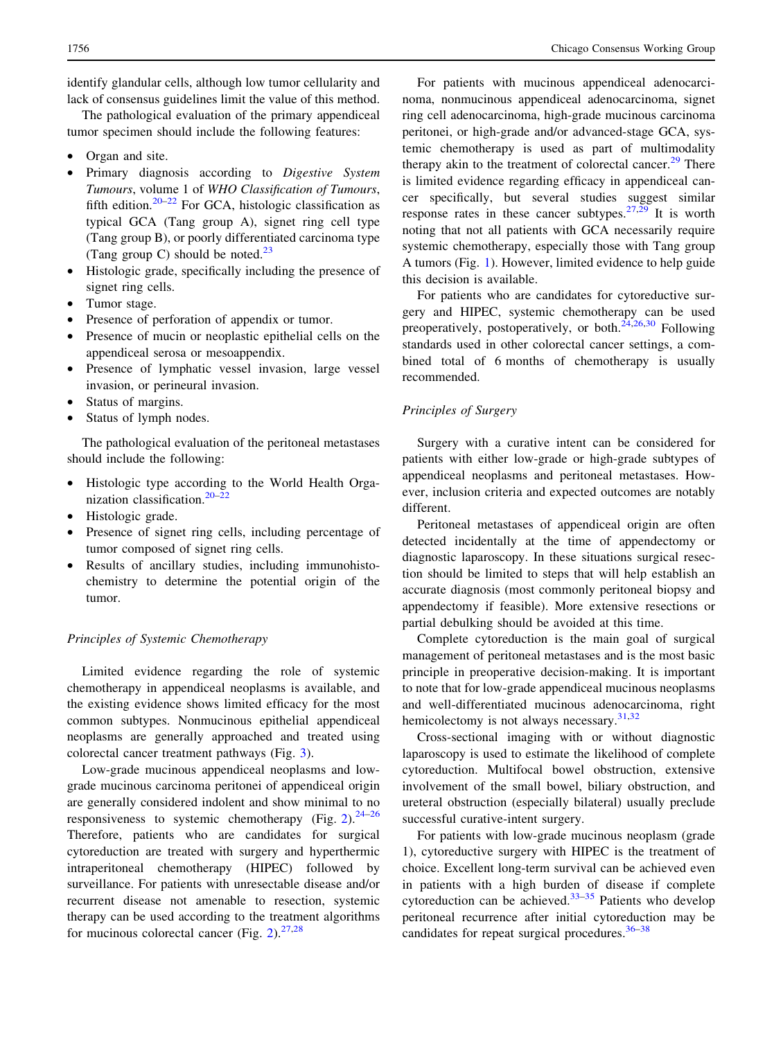identify glandular cells, although low tumor cellularity and lack of consensus guidelines limit the value of this method.

The pathological evaluation of the primary appendiceal tumor specimen should include the following features:

- Organ and site.
- Primary diagnosis according to *Digestive System Tumours*, volume 1 of *WHO Classification of Tumours*, fifth edition.[20–22] For GCA, histologic classification as typical GCA (Tang group A), signet ring cell type (Tang group B), or poorly differentiated carcinoma type (Tang group C) should be noted.[23]
- Histologic grade, specifically including the presence of signet ring cells.
- Tumor stage.
- Presence of perforation of appendix or tumor.
- Presence of mucin or neoplastic epithelial cells on the appendiceal serosa or mesoappendix.
- Presence of lymphatic vessel invasion, large vessel invasion, or perineural invasion.
- Status of margins.
- Status of lymph nodes.

The pathological evaluation of the peritoneal metastases should include the following:

- Histologic type according to the World Health Organization classification.[20–22]
- Histologic grade.
- Presence of signet ring cells, including percentage of tumor composed of signet ring cells.
- Results of ancillary studies, including immunohistochemistry to determine the potential origin of the tumor.

### *Principles of Systemic Chemotherapy*

Limited evidence regarding the role of systemic chemotherapy in appendiceal neoplasms is available, and the existing evidence shows limited efficacy for the most common subtypes. Nonmucinous epithelial appendiceal neoplasms are generally approached and treated using colorectal cancer treatment pathways (Fig. 3).

Low-grade mucinous appendiceal neoplasms and low-grade mucinous carcinoma peritonei of appendiceal origin are generally considered indolent and show minimal to no responsiveness to systemic chemotherapy (Fig. 2).[24–26] Therefore, patients who are candidates for surgical cytoreduction are treated with surgery and hyperthermic intraperitoneal chemotherapy (HIPEC) followed by surveillance. For patients with unresectable disease and/or recurrent disease not amenable to resection, systemic therapy can be used according to the treatment algorithms for mucinous colorectal cancer (Fig. 2).[27,28]

For patients with mucinous appendiceal adenocarcinoma, nonmucinous appendiceal adenocarcinoma, signet ring cell adenocarcinoma, high-grade mucinous carcinoma peritonei, or high-grade and/or advanced-stage GCA, systemic chemotherapy is used as part of multimodality therapy akin to the treatment of colorectal cancer.[29] There is limited evidence regarding efficacy in appendiceal cancer specifically, but several studies suggest similar response rates in these cancer subtypes.[27,29] It is worth noting that not all patients with GCA necessarily require systemic chemotherapy, especially those with Tang group A tumors (Fig. 1). However, limited evidence to help guide this decision is available.

For patients who are candidates for cytoreductive surgery and HIPEC, systemic chemotherapy can be used preoperatively, postoperatively, or both.[24,26,30] Following standards used in other colorectal cancer settings, a combined total of 6 months of chemotherapy is usually recommended.

### *Principles of Surgery*

Surgery with a curative intent can be considered for patients with either low-grade or high-grade subtypes of appendiceal neoplasms and peritoneal metastases. However, inclusion criteria and expected outcomes are notably different.

Peritoneal metastases of appendiceal origin are often detected incidentally at the time of appendectomy or diagnostic laparoscopy. In these situations surgical resection should be limited to steps that will help establish an accurate diagnosis (most commonly peritoneal biopsy and appendectomy if feasible). More extensive resections or partial debulking should be avoided at this time.

Complete cytoreduction is the main goal of surgical management of peritoneal metastases and is the most basic principle in preoperative decision-making. It is important to note that for low-grade appendiceal mucinous neoplasms and well-differentiated mucinous adenocarcinoma, right hemicolectomy is not always necessary.[31,32]

Cross-sectional imaging with or without diagnostic laparoscopy is used to estimate the likelihood of complete cytoreduction. Multifocal bowel obstruction, extensive involvement of the small bowel, biliary obstruction, and ureteral obstruction (especially bilateral) usually preclude successful curative-intent surgery.

For patients with low-grade mucinous neoplasm (grade 1), cytoreductive surgery with HIPEC is the treatment of choice. Excellent long-term survival can be achieved even in patients with a high burden of disease if complete cytoreduction can be achieved.[33–35] Patients who develop peritoneal recurrence after initial cytoreduction may be candidates for repeat surgical procedures.[36–38]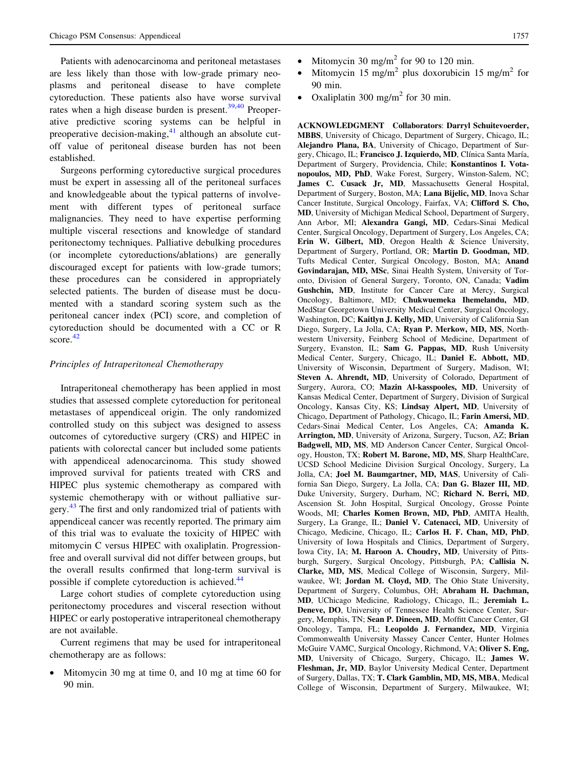Patients with adenocarcinoma and peritoneal metastases are less likely than those with low-grade primary neoplasms and peritoneal disease to have complete cytoreduction. These patients also have worse survival rates when a high disease burden is present.[39,40] Preoperative predictive scoring systems can be helpful in preoperative decision-making,[41] although an absolute cutoff value of peritoneal disease burden has not been established.

Surgeons performing cytoreductive surgical procedures must be expert in assessing all of the peritoneal surfaces and knowledgeable about the typical patterns of involvement with different types of peritoneal surface malignancies. They need to have expertise performing multiple visceral resections and knowledge of standard peritonectomy techniques. Palliative debulking procedures (or incomplete cytoreductions/ablations) are generally discouraged except for patients with low-grade tumors; these procedures can be considered in appropriately selected patients. The burden of disease must be documented with a standard scoring system such as the peritoneal cancer index (PCI) score, and completion of cytoreduction should be documented with a CC or R score.[42]

### *Principles of Intraperitoneal Chemotherapy*

Intraperitoneal chemotherapy has been applied in most studies that assessed complete cytoreduction for peritoneal metastases of appendiceal origin. The only randomized controlled study on this subject was designed to assess outcomes of cytoreductive surgery (CRS) and HIPEC in patients with colorectal cancer but included some patients with appendiceal adenocarcinoma. This study showed improved survival for patients treated with CRS and HIPEC plus systemic chemotherapy as compared with systemic chemotherapy with or without palliative surgery.[43] The first and only randomized trial of patients with appendiceal cancer was recently reported. The primary aim of this trial was to evaluate the toxicity of HIPEC with mitomycin C versus HIPEC with oxaliplatin. Progression-free and overall survival did not differ between groups, but the overall results confirmed that long-term survival is possible if complete cytoreduction is achieved.[44]

Large cohort studies of complete cytoreduction using peritonectomy procedures and visceral resection without HIPEC or early postoperative intraperitoneal chemotherapy are not available.

Current regimens that may be used for intraperitoneal chemotherapy are as follows:

- Mitomycin 30 mg at time 0, and 10 mg at time 60 for 90 min.
- Mitomycin 30 mg/m$^2$ for 90 to 120 min.
- Mitomycin 15 mg/m$^2$ plus doxorubicin 15 mg/m$^2$ for 90 min.
- Oxaliplatin 300 mg/m$^2$ for 30 min.

**ACKNOWLEDGMENT** Collaborators: **Darryl Schuitevoerder, MBBS**, University of Chicago, Department of Surgery, Chicago, IL; **Alejandro Plana, BA**, University of Chicago, Department of Surgery, Chicago, IL; **Francisco J. Izquierdo, MD**, Clínica Santa María, Department of Surgery, Providencia, Chile; **Konstantinos I. Votanopoulos, MD, PhD**, Wake Forest, Surgery, Winston-Salem, NC; **James C. Cusack Jr, MD**, Massachusetts General Hospital, Department of Surgery, Boston, MA; **Lana Bijelic, MD**, Inova Schar Cancer Institute, Surgical Oncology, Fairfax, VA; **Clifford S. Cho, MD**, University of Michigan Medical School, Department of Surgery, Ann Arbor, MI; **Alexandra Gangi, MD**, Cedars-Sinai Medical Center, Surgical Oncology, Department of Surgery, Los Angeles, CA; **Erin W. Gilbert, MD**, Oregon Health & Science University, Department of Surgery, Portland, OR; **Martin D. Goodman, MD**, Tufts Medical Center, Surgical Oncology, Boston, MA; **Anand Govindarajan, MD, MSc**, Sinai Health System, University of Toronto, Division of General Surgery, Toronto, ON, Canada; **Vadim Gushchin, MD**, Institute for Cancer Care at Mercy, Surgical Oncology, Baltimore, MD; **Chukwuemeka Ihemelandu, MD**, MedStar Georgetown University Medical Center, Surgical Oncology, Washington, DC; **Kaitlyn J. Kelly, MD**, University of California San Diego, Surgery, La Jolla, CA; **Ryan P. Merkow, MD, MS**, Northwestern University, Feinberg School of Medicine, Department of Surgery, Evanston, IL; **Sam G. Pappas, MD**, Rush University Medical Center, Surgery, Chicago, IL; **Daniel E. Abbott, MD**, University of Wisconsin, Department of Surgery, Madison, WI; **Steven A. Ahrendt, MD**, University of Colorado, Department of Surgery, Aurora, CO; **Mazin Al-kasspooles, MD**, University of Kansas Medical Center, Department of Surgery, Division of Surgical Oncology, Kansas City, KS; **Lindsay Alpert, MD**, University of Chicago, Department of Pathology, Chicago, IL; **Farin Amersi, MD**, Cedars-Sinai Medical Center, Los Angeles, CA; **Amanda K. Arrington, MD**, University of Arizona, Surgery, Tucson, AZ; **Brian Badgwell, MD, MS**, MD Anderson Cancer Center, Surgical Oncology, Houston, TX; **Robert M. Barone, MD, MS**, Sharp HealthCare, UCSD School Medicine Division Surgical Oncology, Surgery, La Jolla, CA; **Joel M. Baumgartner, MD, MAS**, University of California San Diego, Surgery, La Jolla, CA; **Dan G. Blazer III, MD**, Duke University, Surgery, Durham, NC; **Richard N. Berri, MD**, Ascension St. John Hospital, Surgical Oncology, Grosse Pointe Woods, MI; **Charles Komen Brown, MD, PhD**, AMITA Health, Surgery, La Grange, IL; **Daniel V. Catenacci, MD**, University of Chicago, Medicine, Chicago, IL; **Carlos H. F. Chan, MD, PhD**, University of Iowa Hospitals and Clinics, Department of Surgery, Iowa City, IA; **M. Haroon A. Choudry, MD**, University of Pittsburgh, Surgery, Surgical Oncology, Pittsburgh, PA; **Callisia N. Clarke, MD, MS**, Medical College of Wisconsin, Surgery, Milwaukee, WI; **Jordan M. Cloyd, MD**, The Ohio State University, Department of Surgery, Columbus, OH; **Abraham H. Dachman, MD**, UChicago Medicine, Radiology, Chicago, IL; **Jeremiah L. Deneve, DO**, University of Tennessee Health Science Center, Surgery, Memphis, TN; **Sean P. Dineen, MD**, Moffitt Cancer Center, GI Oncology, Tampa, FL; **Leopoldo J. Fernandez, MD**, Virginia Commonwealth University Massey Cancer Center, Hunter Holmes McGuire VAMC, Surgical Oncology, Richmond, VA; **Oliver S. Eng, MD**, University of Chicago, Surgery, Chicago, IL; **James W. Fleshman, Jr, MD**, Baylor University Medical Center, Department of Surgery, Dallas, TX; **T. Clark Gamblin, MD, MS, MBA**, Medical College of Wisconsin, Department of Surgery, Milwaukee, WI;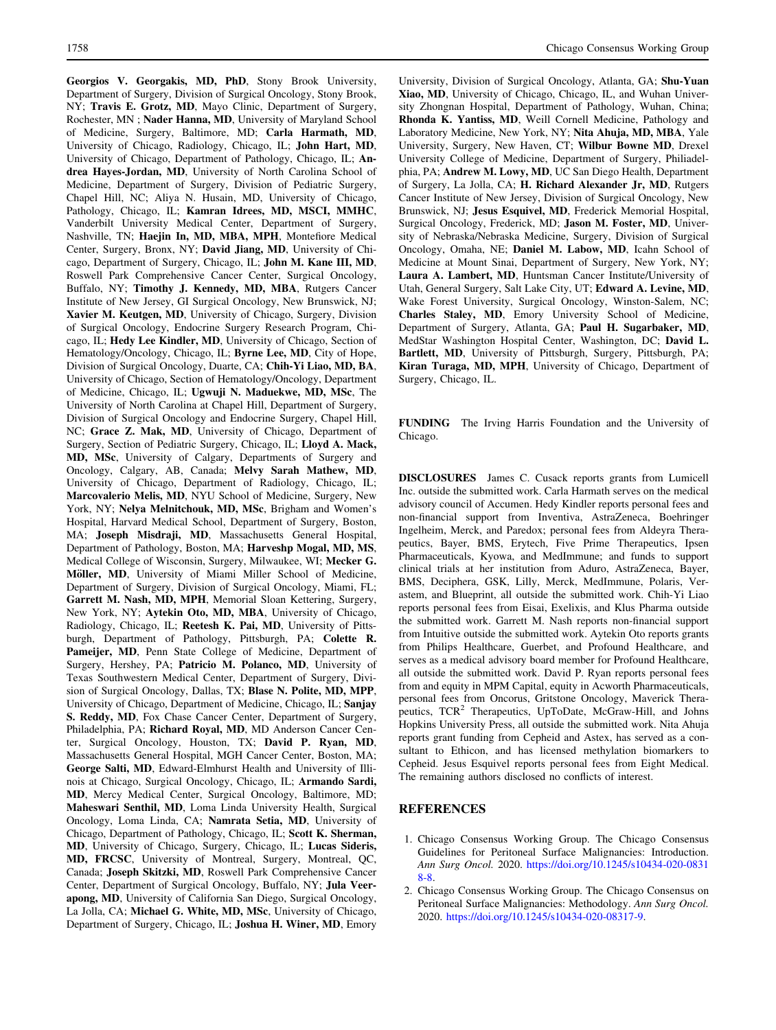**Georgios V. Georgakis, MD, PhD**, Stony Brook University, Department of Surgery, Division of Surgical Oncology, Stony Brook, NY; **Travis E. Grotz, MD**, Mayo Clinic, Department of Surgery, Rochester, MN ; **Nader Hanna, MD**, University of Maryland School of Medicine, Surgery, Baltimore, MD; **Carla Harmath, MD**, University of Chicago, Radiology, Chicago, IL; **John Hart, MD**, University of Chicago, Department of Pathology, Chicago, IL; **Andrea Hayes-Jordan, MD**, University of North Carolina School of Medicine, Department of Surgery, Division of Pediatric Surgery, Chapel Hill, NC; Aliya N. Husain, MD, University of Chicago, Pathology, Chicago, IL; **Kamran Idrees, MD, MSCI, MMHC**, Vanderbilt University Medical Center, Department of Surgery, Nashville, TN; **Haejin In, MD, MBA, MPH**, Montefiore Medical Center, Surgery, Bronx, NY; **David Jiang, MD**, University of Chicago, Department of Surgery, Chicago, IL; **John M. Kane III, MD**, Roswell Park Comprehensive Cancer Center, Surgical Oncology, Buffalo, NY; **Timothy J. Kennedy, MD, MBA**, Rutgers Cancer Institute of New Jersey, GI Surgical Oncology, New Brunswick, NJ; **Xavier M. Keutgen, MD**, University of Chicago, Surgery, Division of Surgical Oncology, Endocrine Surgery Research Program, Chicago, IL; **Hedy Lee Kindler, MD**, University of Chicago, Section of Hematology/Oncology, Chicago, IL; **Byrne Lee, MD**, City of Hope, Division of Surgical Oncology, Duarte, CA; **Chih-Yi Liao, MD, BA**, University of Chicago, Section of Hematology/Oncology, Department of Medicine, Chicago, IL; **Ugwuji N. Maduekwe, MD, MSc**, The University of North Carolina at Chapel Hill, Department of Surgery, Division of Surgical Oncology and Endocrine Surgery, Chapel Hill, NC; **Grace Z. Mak, MD**, University of Chicago, Department of Surgery, Section of Pediatric Surgery, Chicago, IL; **Lloyd A. Mack, MD, MSc**, University of Calgary, Departments of Surgery and Oncology, Calgary, AB, Canada; **Melvy Sarah Mathew, MD**, University of Chicago, Department of Radiology, Chicago, IL; **Marcovalerio Melis, MD**, NYU School of Medicine, Surgery, New York, NY; **Nelya Melnitchouk, MD, MSc**, Brigham and Women's Hospital, Harvard Medical School, Department of Surgery, Boston, MA; **Joseph Misdraji, MD**, Massachusetts General Hospital, Department of Pathology, Boston, MA; **Harveshp Mogal, MD, MS**, Medical College of Wisconsin, Surgery, Milwaukee, WI; **Mecker G. Möller, MD**, University of Miami Miller School of Medicine, Department of Surgery, Division of Surgical Oncology, Miami, FL; **Garrett M. Nash, MD, MPH**, Memorial Sloan Kettering, Surgery, New York, NY; **Aytekin Oto, MD, MBA**, University of Chicago, Radiology, Chicago, IL; **Reetesh K. Pai, MD**, University of Pittsburgh, Department of Pathology, Pittsburgh, PA; **Colette R. Pameijer, MD**, Penn State College of Medicine, Department of Surgery, Hershey, PA; **Patricio M. Polanco, MD**, University of Texas Southwestern Medical Center, Department of Surgery, Division of Surgical Oncology, Dallas, TX; **Blase N. Polite, MD, MPP**, University of Chicago, Department of Medicine, Chicago, IL; **Sanjay S. Reddy, MD**, Fox Chase Cancer Center, Department of Surgery, Philadelphia, PA; **Richard Royal, MD**, MD Anderson Cancer Center, Surgical Oncology, Houston, TX; **David P. Ryan, MD**, Massachusetts General Hospital, MGH Cancer Center, Boston, MA; **George Salti, MD**, Edward-Elmhurst Health and University of Illinois at Chicago, Surgical Oncology, Chicago, IL; **Armando Sardi, MD**, Mercy Medical Center, Surgical Oncology, Baltimore, MD; **Maheswari Senthil, MD**, Loma Linda University Health, Surgical Oncology, Loma Linda, CA; **Namrata Setia, MD**, University of Chicago, Department of Pathology, Chicago, IL; **Scott K. Sherman, MD**, University of Chicago, Surgery, Chicago, IL; **Lucas Sideris, MD, FRCSC**, University of Montreal, Surgery, Montreal, QC, Canada; **Joseph Skitzki, MD**, Roswell Park Comprehensive Cancer Center, Department of Surgical Oncology, Buffalo, NY; **Jula Veerapong, MD**, University of California San Diego, Surgical Oncology, La Jolla, CA; **Michael G. White, MD, MSc**, University of Chicago, Department of Surgery, Chicago, IL; **Joshua H. Winer, MD**, Emory University, Division of Surgical Oncology, Atlanta, GA; **Shu-Yuan Xiao, MD**, University of Chicago, Chicago, IL, and Wuhan University Zhongnan Hospital, Department of Pathology, Wuhan, China; **Rhonda K. Yantiss, MD**, Weill Cornell Medicine, Pathology and Laboratory Medicine, New York, NY; **Nita Ahuja, MD, MBA**, Yale University, Surgery, New Haven, CT; **Wilbur Bowne MD**, Drexel University College of Medicine, Department of Surgery, Philiadelphia, PA; **Andrew M. Lowy, MD**, UC San Diego Health, Department of Surgery, La Jolla, CA; **H. Richard Alexander Jr, MD**, Rutgers Cancer Institute of New Jersey, Division of Surgical Oncology, New Brunswick, NJ; **Jesus Esquivel, MD**, Frederick Memorial Hospital, Surgical Oncology, Frederick, MD; **Jason M. Foster, MD**, University of Nebraska/Nebraska Medicine, Surgery, Division of Surgical Oncology, Omaha, NE; **Daniel M. Labow, MD**, Icahn School of Medicine at Mount Sinai, Department of Surgery, New York, NY; **Laura A. Lambert, MD**, Huntsman Cancer Institute/University of Utah, General Surgery, Salt Lake City, UT; **Edward A. Levine, MD**, Wake Forest University, Surgical Oncology, Winston-Salem, NC; **Charles Staley, MD**, Emory University School of Medicine, Department of Surgery, Atlanta, GA; **Paul H. Sugarbaker, MD**, MedStar Washington Hospital Center, Washington, DC; **David L. Bartlett, MD**, University of Pittsburgh, Surgery, Pittsburgh, PA; **Kiran Turaga, MD, MPH**, University of Chicago, Department of Surgery, Chicago, IL.

**FUNDING** The Irving Harris Foundation and the University of Chicago.

**DISCLOSURES** James C. Cusack reports grants from Lumicell Inc. outside the submitted work. Carla Harmath serves on the medical advisory council of Accumen. Hedy Kindler reports personal fees and non-financial support from Inventiva, AstraZeneca, Boehringer Ingelheim, Merck, and Paredox; personal fees from Aldeyra Therapeutics, Bayer, BMS, Erytech, Five Prime Therapeutics, Ipsen Pharmaceuticals, Kyowa, and MedImmune; and funds to support clinical trials at her institution from Aduro, AstraZeneca, Bayer, BMS, Deciphera, GSK, Lilly, Merck, MedImmune, Polaris, Verastem, and Blueprint, all outside the submitted work. Chih-Yi Liao reports personal fees from Eisai, Exelixis, and Klus Pharma outside the submitted work. Garrett M. Nash reports non-financial support from Intuitive outside the submitted work. Aytekin Oto reports grants from Philips Healthcare, Guerbet, and Profound Healthcare, and serves as a medical advisory board member for Profound Healthcare, all outside the submitted work. David P. Ryan reports personal fees from and equity in MPM Capital, equity in Acworth Pharmaceuticals, personal fees from Oncorus, Gritstone Oncology, Maverick Therapeutics, $TCR^2$ Therapeutics, UpToDate, McGraw-Hill, and Johns Hopkins University Press, all outside the submitted work. Nita Ahuja reports grant funding from Cepheid and Astex, has served as a consultant to Ethicon, and has licensed methylation biomarkers to Cepheid. Jesus Esquivel reports personal fees from Eight Medical. The remaining authors disclosed no conflicts of interest.

## REFERENCES

1. Chicago Consensus Working Group. The Chicago Consensus Guidelines for Peritoneal Surface Malignancies: Introduction. *Ann Surg Oncol.* 2020. https://doi.org/10.1245/s10434-020-08318-8.
2. Chicago Consensus Working Group. The Chicago Consensus on Peritoneal Surface Malignancies: Methodology. *Ann Surg Oncol.* 2020. https://doi.org/10.1245/s10434-020-08317-9.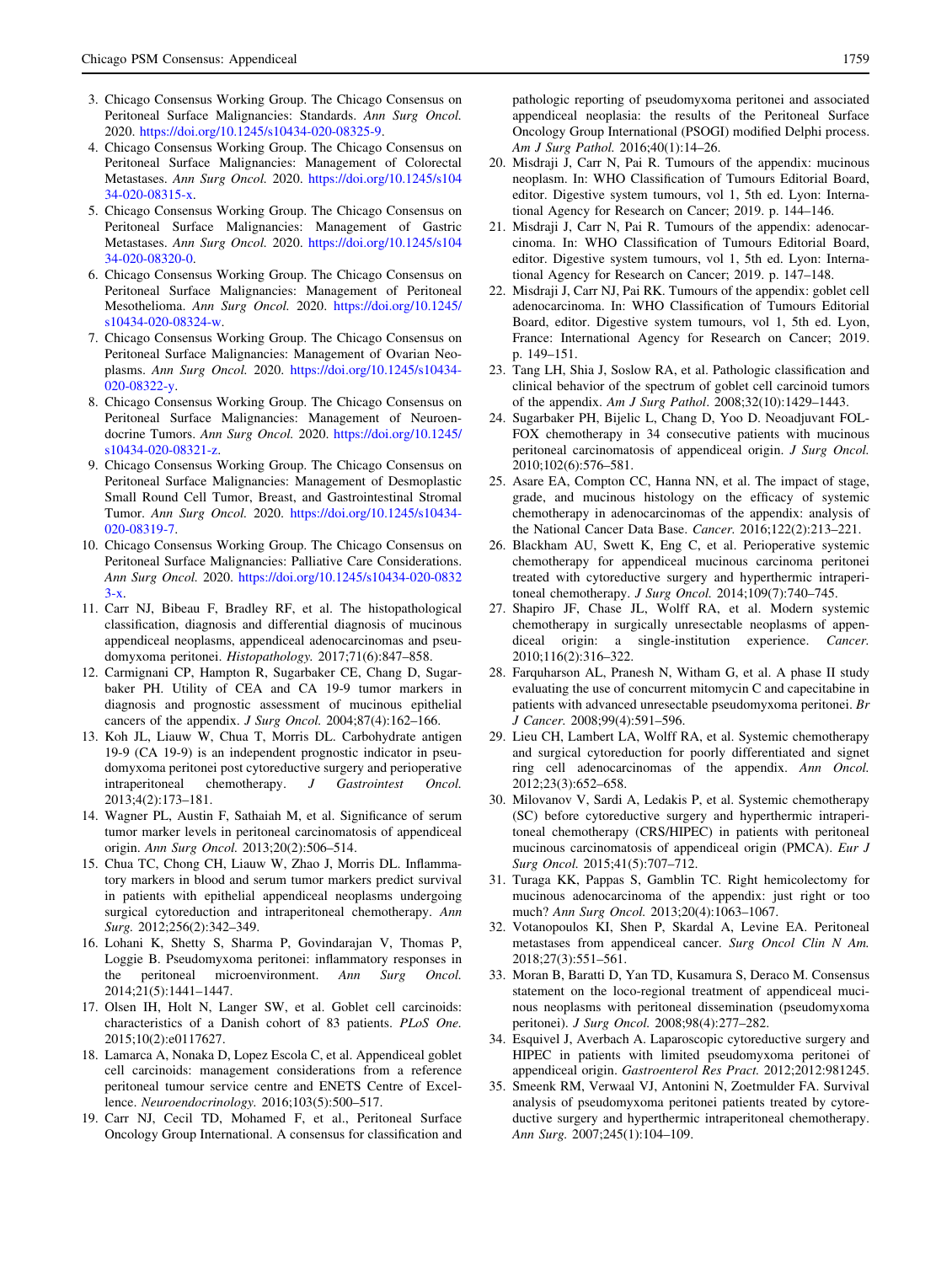3. Chicago Consensus Working Group. The Chicago Consensus on Peritoneal Surface Malignancies: Standards. *Ann Surg Oncol.* 2020. https://doi.org/10.1245/s10434-020-08325-9.
4. Chicago Consensus Working Group. The Chicago Consensus on Peritoneal Surface Malignancies: Management of Colorectal Metastases. *Ann Surg Oncol.* 2020. https://doi.org/10.1245/s10434-020-08315-x.
5. Chicago Consensus Working Group. The Chicago Consensus on Peritoneal Surface Malignancies: Management of Gastric Metastases. *Ann Surg Oncol.* 2020. https://doi.org/10.1245/s10434-020-08320-0.
6. Chicago Consensus Working Group. The Chicago Consensus on Peritoneal Surface Malignancies: Management of Peritoneal Mesothelioma. *Ann Surg Oncol.* 2020. https://doi.org/10.1245/s10434-020-08324-w.
7. Chicago Consensus Working Group. The Chicago Consensus on Peritoneal Surface Malignancies: Management of Ovarian Neoplasms. *Ann Surg Oncol.* 2020. https://doi.org/10.1245/s10434-020-08322-y.
8. Chicago Consensus Working Group. The Chicago Consensus on Peritoneal Surface Malignancies: Management of Neuroendocrine Tumors. *Ann Surg Oncol.* 2020. https://doi.org/10.1245/s10434-020-08321-z.
9. Chicago Consensus Working Group. The Chicago Consensus on Peritoneal Surface Malignancies: Management of Desmoplastic Small Round Cell Tumor, Breast, and Gastrointestinal Stromal Tumor. *Ann Surg Oncol.* 2020. https://doi.org/10.1245/s10434-020-08319-7.
10. Chicago Consensus Working Group. The Chicago Consensus on Peritoneal Surface Malignancies: Palliative Care Considerations. *Ann Surg Oncol.* 2020. https://doi.org/10.1245/s10434-020-08323-x.
11. Carr NJ, Bibeau F, Bradley RF, et al. The histopathological classification, diagnosis and differential diagnosis of mucinous appendiceal neoplasms, appendiceal adenocarcinomas and pseudomyxoma peritonei. *Histopathology.* 2017;71(6):847–858.
12. Carmignani CP, Hampton R, Sugarbaker CE, Chang D, Sugarbaker PH. Utility of CEA and CA 19-9 tumor markers in diagnosis and prognostic assessment of mucinous epithelial cancers of the appendix. *J Surg Oncol.* 2004;87(4):162–166.
13. Koh JL, Liauw W, Chua T, Morris DL. Carbohydrate antigen 19-9 (CA 19-9) is an independent prognostic indicator in pseudomyxoma peritonei post cytoreductive surgery and perioperative intraperitoneal chemotherapy. *J Gastrointest Oncol.* 2013;4(2):173–181.
14. Wagner PL, Austin F, Sathaiah M, et al. Significance of serum tumor marker levels in peritoneal carcinomatosis of appendiceal origin. *Ann Surg Oncol.* 2013;20(2):506–514.
15. Chua TC, Chong CH, Liauw W, Zhao J, Morris DL. Inflammatory markers in blood and serum tumor markers predict survival in patients with epithelial appendiceal neoplasms undergoing surgical cytoreduction and intraperitoneal chemotherapy. *Ann Surg.* 2012;256(2):342–349.
16. Lohani K, Shetty S, Sharma P, Govindarajan V, Thomas P, Loggie B. Pseudomyxoma peritonei: inflammatory responses in the peritoneal microenvironment. *Ann Surg Oncol.* 2014;21(5):1441–1447.
17. Olsen IH, Holt N, Langer SW, et al. Goblet cell carcinoids: characteristics of a Danish cohort of 83 patients. *PLoS One.* 2015;10(2):e0117627.
18. Lamarca A, Nonaka D, Lopez Escola C, et al. Appendiceal goblet cell carcinoids: management considerations from a reference peritoneal tumour service centre and ENETS Centre of Excellence. *Neuroendocrinology.* 2016;103(5):500–517.
19. Carr NJ, Cecil TD, Mohamed F, et al., Peritoneal Surface Oncology Group International. A consensus for classification and pathologic reporting of pseudomyxoma peritonei and associated appendiceal neoplasia: the results of the Peritoneal Surface Oncology Group International (PSOGI) modified Delphi process. *Am J Surg Pathol.* 2016;40(1):14–26.
20. Misdraji J, Carr N, Pai R. Tumours of the appendix: mucinous neoplasm. In: WHO Classification of Tumours Editorial Board, editor. Digestive system tumours, vol 1, 5th ed. Lyon: International Agency for Research on Cancer; 2019. p. 144–146.
21. Misdraji J, Carr N, Pai R. Tumours of the appendix: adenocarcinoma. In: WHO Classification of Tumours Editorial Board, editor. Digestive system tumours, vol 1, 5th ed. Lyon: International Agency for Research on Cancer; 2019. p. 147–148.
22. Misdraji J, Carr NJ, Pai RK. Tumours of the appendix: goblet cell adenocarcinoma. In: WHO Classification of Tumours Editorial Board, editor. Digestive system tumours, vol 1, 5th ed. Lyon, France: International Agency for Research on Cancer; 2019. p. 149–151.
23. Tang LH, Shia J, Soslow RA, et al. Pathologic classification and clinical behavior of the spectrum of goblet cell carcinoid tumors of the appendix. *Am J Surg Pathol.* 2008;32(10):1429–1443.
24. Sugarbaker PH, Bijelic L, Chang D, Yoo D. Neoadjuvant FOLFOX chemotherapy in 34 consecutive patients with mucinous peritoneal carcinomatosis of appendiceal origin. *J Surg Oncol.* 2010;102(6):576–581.
25. Asare EA, Compton CC, Hanna NN, et al. The impact of stage, grade, and mucinous histology on the efficacy of systemic chemotherapy in adenocarcinomas of the appendix: analysis of the National Cancer Data Base. *Cancer.* 2016;122(2):213–221.
26. Blackham AU, Swett K, Eng C, et al. Perioperative systemic chemotherapy for appendiceal mucinous carcinoma peritonei treated with cytoreductive surgery and hyperthermic intraperitoneal chemotherapy. *J Surg Oncol.* 2014;109(7):740–745.
27. Shapiro JF, Chase JL, Wolff RA, et al. Modern systemic chemotherapy in surgically unresectable neoplasms of appendiceal origin: a single-institution experience. *Cancer.* 2010;116(2):316–322.
28. Farquharson AL, Pranesh N, Witham G, et al. A phase II study evaluating the use of concurrent mitomycin C and capecitabine in patients with advanced unresectable pseudomyxoma peritonei. *Br J Cancer.* 2008;99(4):591–596.
29. Lieu CH, Lambert LA, Wolff RA, et al. Systemic chemotherapy and surgical cytoreduction for poorly differentiated and signet ring cell adenocarcinomas of the appendix. *Ann Oncol.* 2012;23(3):652–658.
30. Milovanov V, Sardi A, Ledakis P, et al. Systemic chemotherapy (SC) before cytoreductive surgery and hyperthermic intraperitoneal chemotherapy (CRS/HIPEC) in patients with peritoneal mucinous carcinomatosis of appendiceal origin (PMCA). *Eur J Surg Oncol.* 2015;41(5):707–712.
31. Turaga KK, Pappas S, Gamblin TC. Right hemicolectomy for mucinous adenocarcinoma of the appendix: just right or too much? *Ann Surg Oncol.* 2013;20(4):1063–1067.
32. Votanopoulos KI, Shen P, Skardal A, Levine EA. Peritoneal metastases from appendiceal cancer. *Surg Oncol Clin N Am.* 2018;27(3):551–561.
33. Moran B, Baratti D, Yan TD, Kusamura S, Deraco M. Consensus statement on the loco-regional treatment of appendiceal mucinous neoplasms with peritoneal dissemination (pseudomyxoma peritonei). *J Surg Oncol.* 2008;98(4):277–282.
34. Esquivel J, Averbach A. Laparoscopic cytoreductive surgery and HIPEC in patients with limited pseudomyxoma peritonei of appendiceal origin. *Gastroenterol Res Pract.* 2012;2012:981245.
35. Smeenk RM, Verwaal VJ, Antonini N, Zoetmulder FA. Survival analysis of pseudomyxoma peritonei patients treated by cytoreductive surgery and hyperthermic intraperitoneal chemotherapy. *Ann Surg.* 2007;245(1):104–109.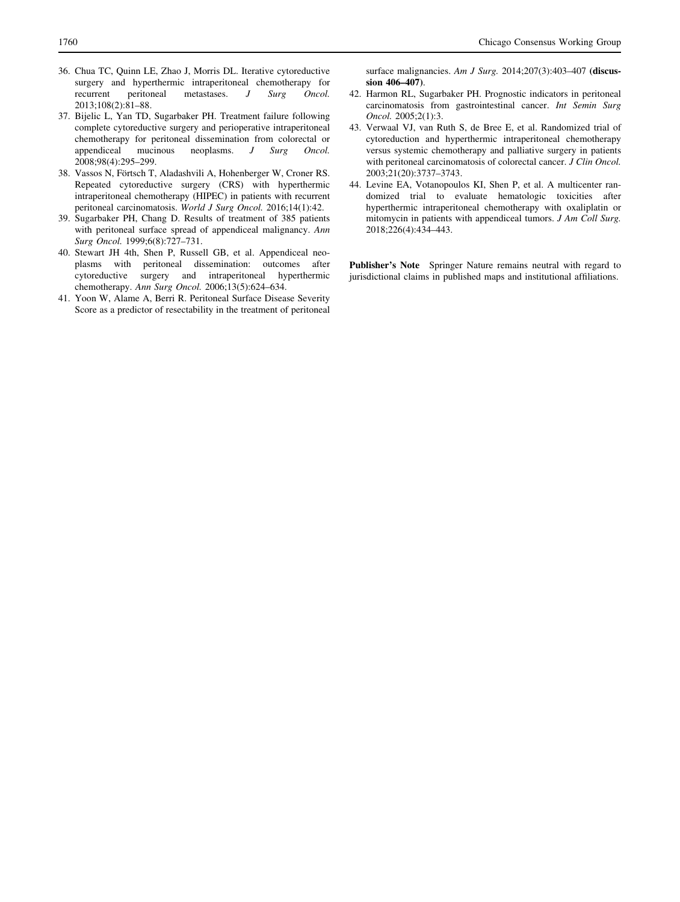36. Chua TC, Quinn LE, Zhao J, Morris DL. Iterative cytoreductive surgery and hyperthermic intraperitoneal chemotherapy for recurrent peritoneal metastases. *J Surg Oncol.* 2013;108(2):81–88.
37. Bijelic L, Yan TD, Sugarbaker PH. Treatment failure following complete cytoreductive surgery and perioperative intraperitoneal chemotherapy for peritoneal dissemination from colorectal or appendiceal mucinous neoplasms. *J Surg Oncol.* 2008;98(4):295–299.
38. Vassos N, Förtsch T, Aladashvili A, Hohenberger W, Croner RS. Repeated cytoreductive surgery (CRS) with hyperthermic intraperitoneal chemotherapy (HIPEC) in patients with recurrent peritoneal carcinomatosis. *World J Surg Oncol.* 2016;14(1):42.
39. Sugarbaker PH, Chang D. Results of treatment of 385 patients with peritoneal surface spread of appendiceal malignancy. *Ann Surg Oncol.* 1999;6(8):727–731.
40. Stewart JH 4th, Shen P, Russell GB, et al. Appendiceal neoplasms with peritoneal dissemination: outcomes after cytoreductive surgery and intraperitoneal hyperthermic chemotherapy. *Ann Surg Oncol.* 2006;13(5):624–634.
41. Yoon W, Alame A, Berri R. Peritoneal Surface Disease Severity Score as a predictor of resectability in the treatment of peritoneal surface malignancies. *Am J Surg.* 2014;207(3):403–407 **(discussion 406–407)**.
42. Harmon RL, Sugarbaker PH. Prognostic indicators in peritoneal carcinomatosis from gastrointestinal cancer. *Int Semin Surg Oncol.* 2005;2(1):3.
43. Verwaal VJ, van Ruth S, de Bree E, et al. Randomized trial of cytoreduction and hyperthermic intraperitoneal chemotherapy versus systemic chemotherapy and palliative surgery in patients with peritoneal carcinomatosis of colorectal cancer. *J Clin Oncol.* 2003;21(20):3737–3743.
44. Levine EA, Votanopoulos KI, Shen P, et al. A multicenter randomized trial to evaluate hematologic toxicities after hyperthermic intraperitoneal chemotherapy with oxaliplatin or mitomycin in patients with appendiceal tumors. *J Am Coll Surg.* 2018;226(4):434–443.

**Publisher's Note** Springer Nature remains neutral with regard to jurisdictional claims in published maps and institutional affiliations.